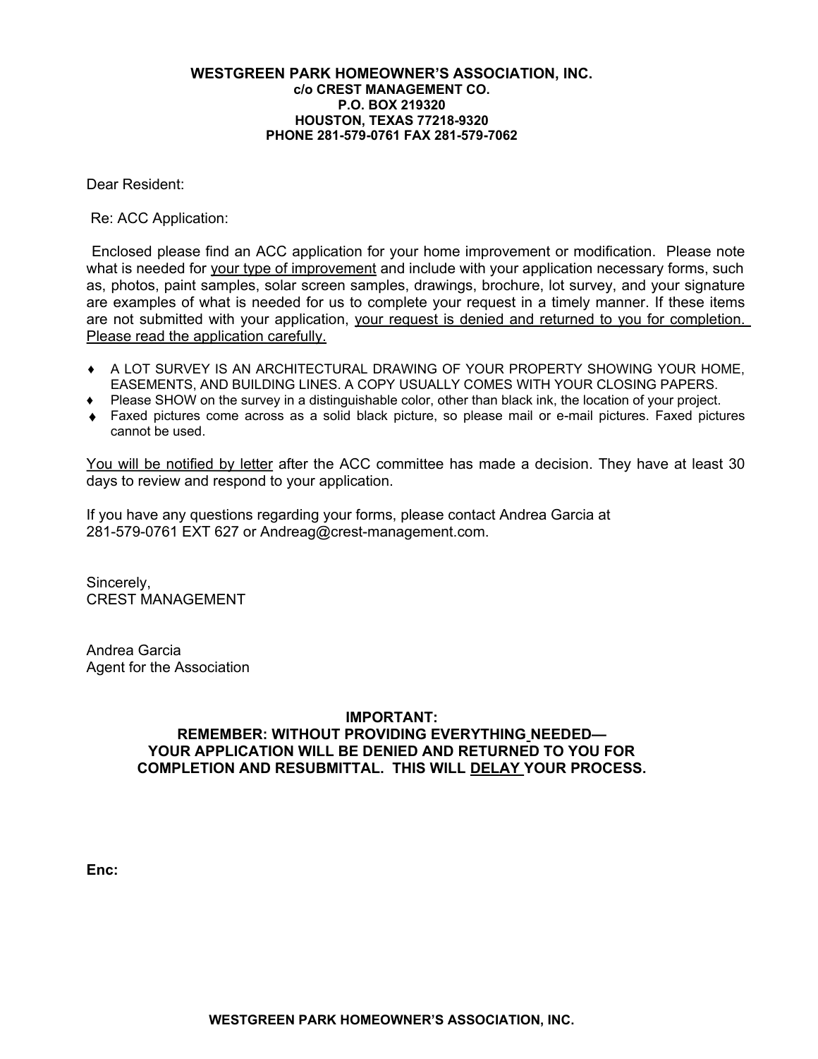**WESTGREEN PARK HOMEOWNER'S ASSOCIATION, INC.**
**c/o CREST MANAGEMENT CO.**
**P.O. BOX 219320**
**HOUSTON, TEXAS 77218-9320**
**PHONE 281-579-0761 FAX 281-579-7062**

Dear Resident:

Re: ACC Application:

Enclosed please find an ACC application for your home improvement or modification. Please note what is needed for <u>your type of improvement</u> and include with your application necessary forms, such as, photos, paint samples, solar screen samples, drawings, brochure, lot survey, and your signature are examples of what is needed for us to complete your request in a timely manner. If these items are not submitted with your application, <u>your request is denied and returned to you for completion. Please read the application carefully.</u>

- A LOT SURVEY IS AN ARCHITECTURAL DRAWING OF YOUR PROPERTY SHOWING YOUR HOME, EASEMENTS, AND BUILDING LINES. A COPY USUALLY COMES WITH YOUR CLOSING PAPERS.
- Please SHOW on the survey in a distinguishable color, other than black ink, the location of your project.
- Faxed pictures come across as a solid black picture, so please mail or e-mail pictures. Faxed pictures cannot be used.

<u>You will be notified by letter</u> after the ACC committee has made a decision. They have at least 30 days to review and respond to your application.

If you have any questions regarding your forms, please contact Andrea Garcia at 281-579-0761 EXT 627 or Andreag@crest-management.com.

Sincerely,
CREST MANAGEMENT

Andrea Garcia
Agent for the Association

**IMPORTANT:**
**REMEMBER: WITHOUT PROVIDING EVERYTHING NEEDED—**
**YOUR APPLICATION WILL BE DENIED AND RETURNED TO YOU FOR COMPLETION AND RESUBMITTAL. THIS WILL <u>DELAY</u> YOUR PROCESS.**

**Enc:**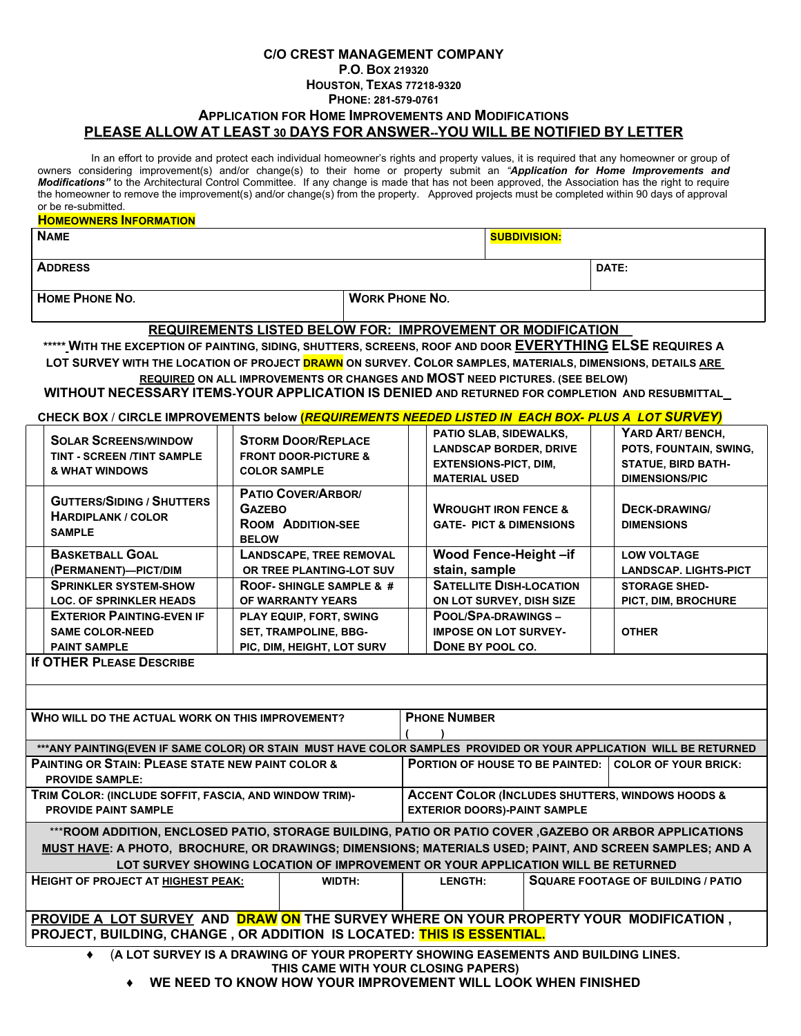**C/O CREST MANAGEMENT COMPANY**
**P.O. BOX 219320**
**HOUSTON, TEXAS 77218-9320**
**PHONE: 281-579-0761**

## APPLICATION FOR HOME IMPROVEMENTS AND MODIFICATIONS

**PLEASE ALLOW AT LEAST 30 DAYS FOR ANSWER--YOU WILL BE NOTIFIED BY LETTER**

In an effort to provide and protect each individual homeowner's rights and property values, it is required that any homeowner or group of owners considering improvement(s) and/or change(s) to their home or property submit an *"Application for Home Improvements and Modifications"* to the Architectural Control Committee. If any change is made that has not been approved, the Association has the right to require the homeowner to remove the improvement(s) and/or change(s) from the property. Approved projects must be completed within 90 days of approval or be re-submitted.

**HOMEOWNERS INFORMATION**

| NAME | | SUBDIVISION: |
|---|---|---|
| ADDRESS | | DATE: |
| HOME PHONE NO. | WORK PHONE NO. | |

**REQUIREMENTS LISTED BELOW FOR: IMPROVEMENT OR MODIFICATION**

**\*\*\*\*\* WITH THE EXCEPTION OF PAINTING, SIDING, SHUTTERS, SCREENS, ROOF AND DOOR EVERYTHING ELSE REQUIRES A LOT SURVEY WITH THE LOCATION OF PROJECT DRAWN ON SURVEY. COLOR SAMPLES, MATERIALS, DIMENSIONS, DETAILS ARE REQUIRED ON ALL IMPROVEMENTS OR CHANGES AND MOST NEED PICTURES. (SEE BELOW)**
**WITHOUT NECESSARY ITEMS-YOUR APPLICATION IS DENIED AND RETURNED FOR COMPLETION AND RESUBMITTAL**

**CHECK BOX / CIRCLE IMPROVEMENTS below *(REQUIREMENTS NEEDED LISTED IN EACH BOX- PLUS A LOT SURVEY)***

| ☐ | Improvement | ☐ | Improvement | ☐ | Improvement | ☐ | Improvement |
|---|---|---|---|---|---|---|---|
| | SOLAR SCREENS/WINDOW TINT - SCREEN /TINT SAMPLE & WHAT WINDOWS | | STORM DOOR/REPLACE FRONT DOOR-PICTURE & COLOR SAMPLE | | PATIO SLAB, SIDEWALKS, LANDSCAP BORDER, DRIVE EXTENSIONS-PICT, DIM, MATERIAL USED | | YARD ART/ BENCH, POTS, FOUNTAIN, SWING, STATUE, BIRD BATH- DIMENSIONS/PIC |
| | GUTTERS/SIDING / SHUTTERS HARDIPLANK / COLOR SAMPLE | | PATIO COVER/ARBOR/ GAZEBO ROOM ADDITION-SEE BELOW | | WROUGHT IRON FENCE & GATE- PICT & DIMENSIONS | | DECK-DRAWING/ DIMENSIONS |
| | BASKETBALL GOAL (PERMANENT)—PICT/DIM | | LANDSCAPE, TREE REMOVAL OR TREE PLANTING-LOT SUV | | Wood Fence-Height –if stain, sample | | LOW VOLTAGE LANDSCAP. LIGHTS-PICT |
| | SPRINKLER SYSTEM-SHOW LOC. OF SPRINKLER HEADS | | ROOF- SHINGLE SAMPLE & # OF WARRANTY YEARS | | SATELLITE DISH-LOCATION ON LOT SURVEY, DISH SIZE | | STORAGE SHED- PICT, DIM, BROCHURE |
| | EXTERIOR PAINTING-EVEN IF SAME COLOR-NEED PAINT SAMPLE | | PLAY EQUIP, FORT, SWING SET, TRAMPOLINE, BBG- PIC, DIM, HEIGHT, LOT SURV | | POOL/SPA-DRAWINGS – IMPOSE ON LOT SURVEY- DONE BY POOL CO. | | OTHER |

**IF OTHER PLEASE DESCRIBE**

| WHO WILL DO THE ACTUAL WORK ON THIS IMPROVEMENT? | PHONE NUMBER ( ) | |
|---|---|---|
| **\*\*\*ANY PAINTING(EVEN IF SAME COLOR) OR STAIN MUST HAVE COLOR SAMPLES PROVIDED OR YOUR APPLICATION WILL BE RETURNED** | | |
| PAINTING OR STAIN: PLEASE STATE NEW PAINT COLOR & PROVIDE SAMPLE: | PORTION OF HOUSE TO BE PAINTED: | COLOR OF YOUR BRICK: |
| TRIM COLOR: (INCLUDE SOFFIT, FASCIA, AND WINDOW TRIM)- PROVIDE PAINT SAMPLE | ACCENT COLOR (INCLUDES SHUTTERS, WINDOWS HOODS & EXTERIOR DOORS)-PAINT SAMPLE | |

**\*\*\*ROOM ADDITION, ENCLOSED PATIO, STORAGE BUILDING, PATIO OR PATIO COVER ,GAZEBO OR ARBOR APPLICATIONS MUST HAVE: A PHOTO, BROCHURE, OR DRAWINGS; DIMENSIONS; MATERIALS USED; PAINT, AND SCREEN SAMPLES; AND A LOT SURVEY SHOWING LOCATION OF IMPROVEMENT OR YOUR APPLICATION WILL BE RETURNED**

| HEIGHT OF PROJECT AT HIGHEST PEAK: | WIDTH: | LENGTH: | SQUARE FOOTAGE OF BUILDING / PATIO |
|---|---|---|---|
| | | | |

**PROVIDE A LOT SURVEY AND DRAW ON THE SURVEY WHERE ON YOUR PROPERTY YOUR MODIFICATION , PROJECT, BUILDING, CHANGE , OR ADDITION IS LOCATED: THIS IS ESSENTIAL.**

- **(A LOT SURVEY IS A DRAWING OF YOUR PROPERTY SHOWING EASEMENTS AND BUILDING LINES. THIS CAME WITH YOUR CLOSING PAPERS)**
- **WE NEED TO KNOW HOW YOUR IMPROVEMENT WILL LOOK WHEN FINISHED**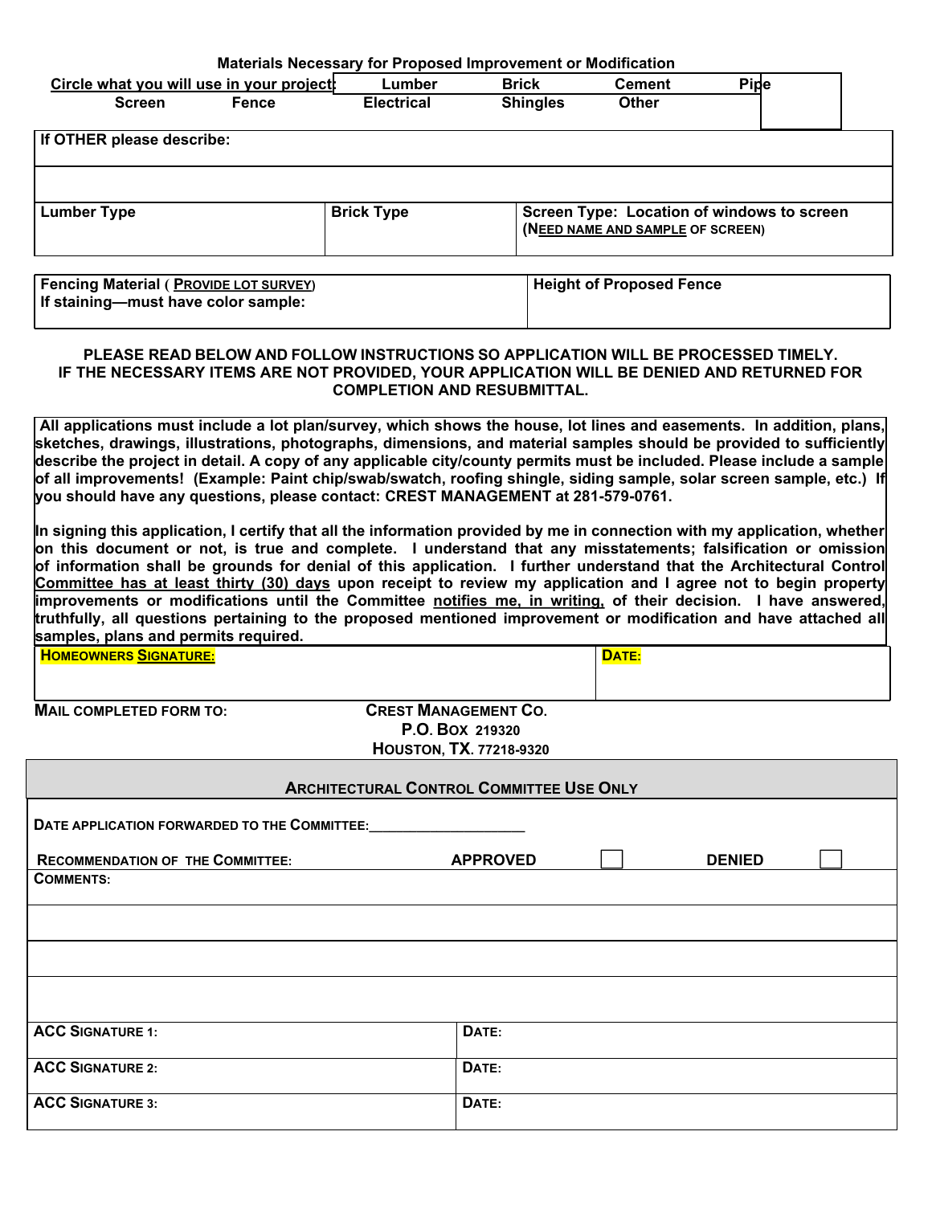**Materials Necessary for Proposed Improvement or Modification**

| Circle what you will use in your project: | | Lumber | Brick | Cement | Pipe |
|---|---|---|---|---|---|
| Screen | Fence | Electrical | Shingles | Other | |

| If OTHER please describe: | | |
|---|---|---|
| | | |
| Lumber Type | Brick Type | Screen Type: Location of windows to screen (NEED NAME AND SAMPLE OF SCREEN) |

| Fencing Material ( PROVIDE LOT SURVEY) If staining—must have color sample: | Height of Proposed Fence |
|---|---|

**PLEASE READ BELOW AND FOLLOW INSTRUCTIONS SO APPLICATION WILL BE PROCESSED TIMELY. IF THE NECESSARY ITEMS ARE NOT PROVIDED, YOUR APPLICATION WILL BE DENIED AND RETURNED FOR COMPLETION AND RESUBMITTAL.**

**All applications must include a lot plan/survey, which shows the house, lot lines and easements. In addition, plans, sketches, drawings, illustrations, photographs, dimensions, and material samples should be provided to sufficiently describe the project in detail. A copy of any applicable city/county permits must be included. Please include a sample of all improvements! (Example: Paint chip/swab/swatch, roofing shingle, siding sample, solar screen sample, etc.) If you should have any questions, please contact: CREST MANAGEMENT at 281-579-0761.**

**In signing this application, I certify that all the information provided by me in connection with my application, whether on this document or not, is true and complete. I understand that any misstatements; falsification or omission of information shall be grounds for denial of this application. I further understand that the Architectural Control Committee has at least thirty (30) days upon receipt to review my application and I agree not to begin property improvements or modifications until the Committee notifies me, in writing, of their decision. I have answered, truthfully, all questions pertaining to the proposed mentioned improvement or modification and have attached all samples, plans and permits required.**

| HOMEOWNERS SIGNATURE: | DATE: |
|---|---|

**MAIL COMPLETED FORM TO:**

**CREST MANAGEMENT CO.**
**P.O. BOX 219320**
**HOUSTON, TX. 77218-9320**

## ARCHITECTURAL CONTROL COMMITTEE USE ONLY

DATE APPLICATION FORWARDED TO THE COMMITTEE:____________________

RECOMMENDATION OF THE COMMITTEE: **APPROVED** ☐ **DENIED** ☐

COMMENTS:

| ACC SIGNATURE 1: | DATE: |
|---|---|
| ACC SIGNATURE 2: | DATE: |
| ACC SIGNATURE 3: | DATE: |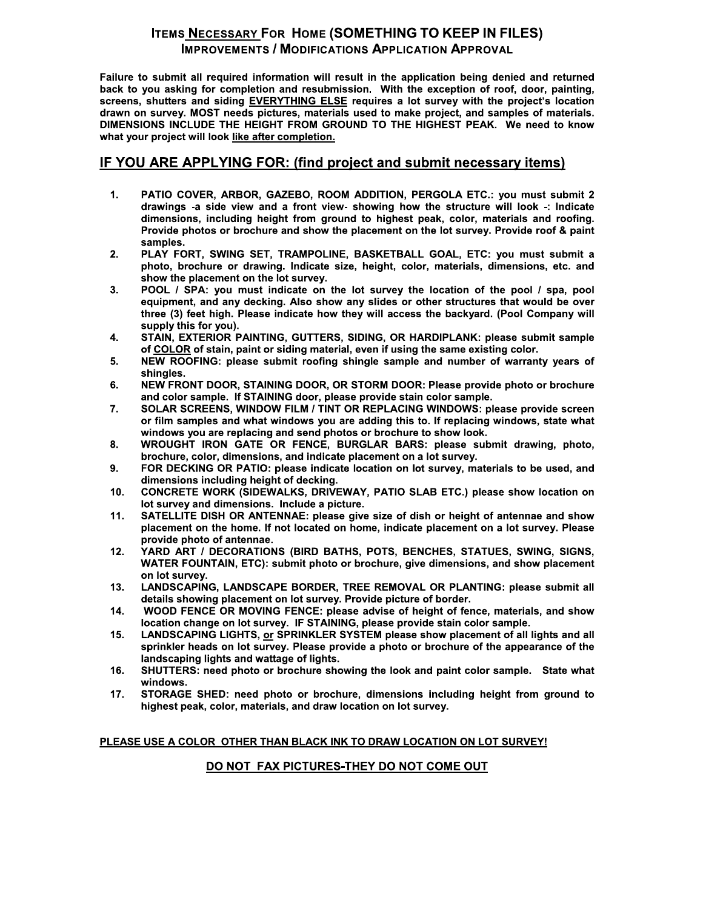## ITEMS NECESSARY FOR HOME (SOMETHING TO KEEP IN FILES) IMPROVEMENTS / MODIFICATIONS APPLICATION APPROVAL

**Failure to submit all required information will result in the application being denied and returned back to you asking for completion and resubmission. With the exception of roof, door, painting, screens, shutters and siding EVERYTHING ELSE requires a lot survey with the project's location drawn on survey. MOST needs pictures, materials used to make project, and samples of materials. DIMENSIONS INCLUDE THE HEIGHT FROM GROUND TO THE HIGHEST PEAK. We need to know what your project will look like after completion.**

## IF YOU ARE APPLYING FOR: (find project and submit necessary items)

1. **PATIO COVER, ARBOR, GAZEBO, ROOM ADDITION, PERGOLA ETC.: you must submit 2 drawings -a side view and a front view- showing how the structure will look -: Indicate dimensions, including height from ground to highest peak, color, materials and roofing. Provide photos or brochure and show the placement on the lot survey. Provide roof & paint samples.**
2. **PLAY FORT, SWING SET, TRAMPOLINE, BASKETBALL GOAL, ETC: you must submit a photo, brochure or drawing. Indicate size, height, color, materials, dimensions, etc. and show the placement on the lot survey.**
3. **POOL / SPA: you must indicate on the lot survey the location of the pool / spa, pool equipment, and any decking. Also show any slides or other structures that would be over three (3) feet high. Please indicate how they will access the backyard. (Pool Company will supply this for you).**
4. **STAIN, EXTERIOR PAINTING, GUTTERS, SIDING, OR HARDIPLANK: please submit sample of COLOR of stain, paint or siding material, even if using the same existing color.**
5. **NEW ROOFING: please submit roofing shingle sample and number of warranty years of shingles.**
6. **NEW FRONT DOOR, STAINING DOOR, OR STORM DOOR: Please provide photo or brochure and color sample. If STAINING door, please provide stain color sample.**
7. **SOLAR SCREENS, WINDOW FILM / TINT OR REPLACING WINDOWS: please provide screen or film samples and what windows you are adding this to. If replacing windows, state what windows you are replacing and send photos or brochure to show look.**
8. **WROUGHT IRON GATE OR FENCE, BURGLAR BARS: please submit drawing, photo, brochure, color, dimensions, and indicate placement on a lot survey.**
9. **FOR DECKING OR PATIO: please indicate location on lot survey, materials to be used, and dimensions including height of decking.**
10. **CONCRETE WORK (SIDEWALKS, DRIVEWAY, PATIO SLAB ETC.) please show location on lot survey and dimensions. Include a picture.**
11. **SATELLITE DISH OR ANTENNAE: please give size of dish or height of antennae and show placement on the home. If not located on home, indicate placement on a lot survey. Please provide photo of antennae.**
12. **YARD ART / DECORATIONS (BIRD BATHS, POTS, BENCHES, STATUES, SWING, SIGNS, WATER FOUNTAIN, ETC): submit photo or brochure, give dimensions, and show placement on lot survey.**
13. **LANDSCAPING, LANDSCAPE BORDER, TREE REMOVAL OR PLANTING: please submit all details showing placement on lot survey. Provide picture of border.**
14. **WOOD FENCE OR MOVING FENCE: please advise of height of fence, materials, and show location change on lot survey. IF STAINING, please provide stain color sample.**
15. **LANDSCAPING LIGHTS, or SPRINKLER SYSTEM please show placement of all lights and all sprinkler heads on lot survey. Please provide a photo or brochure of the appearance of the landscaping lights and wattage of lights.**
16. **SHUTTERS: need photo or brochure showing the look and paint color sample. State what windows.**
17. **STORAGE SHED: need photo or brochure, dimensions including height from ground to highest peak, color, materials, and draw location on lot survey.**

**PLEASE USE A COLOR OTHER THAN BLACK INK TO DRAW LOCATION ON LOT SURVEY!**

**DO NOT FAX PICTURES-THEY DO NOT COME OUT**